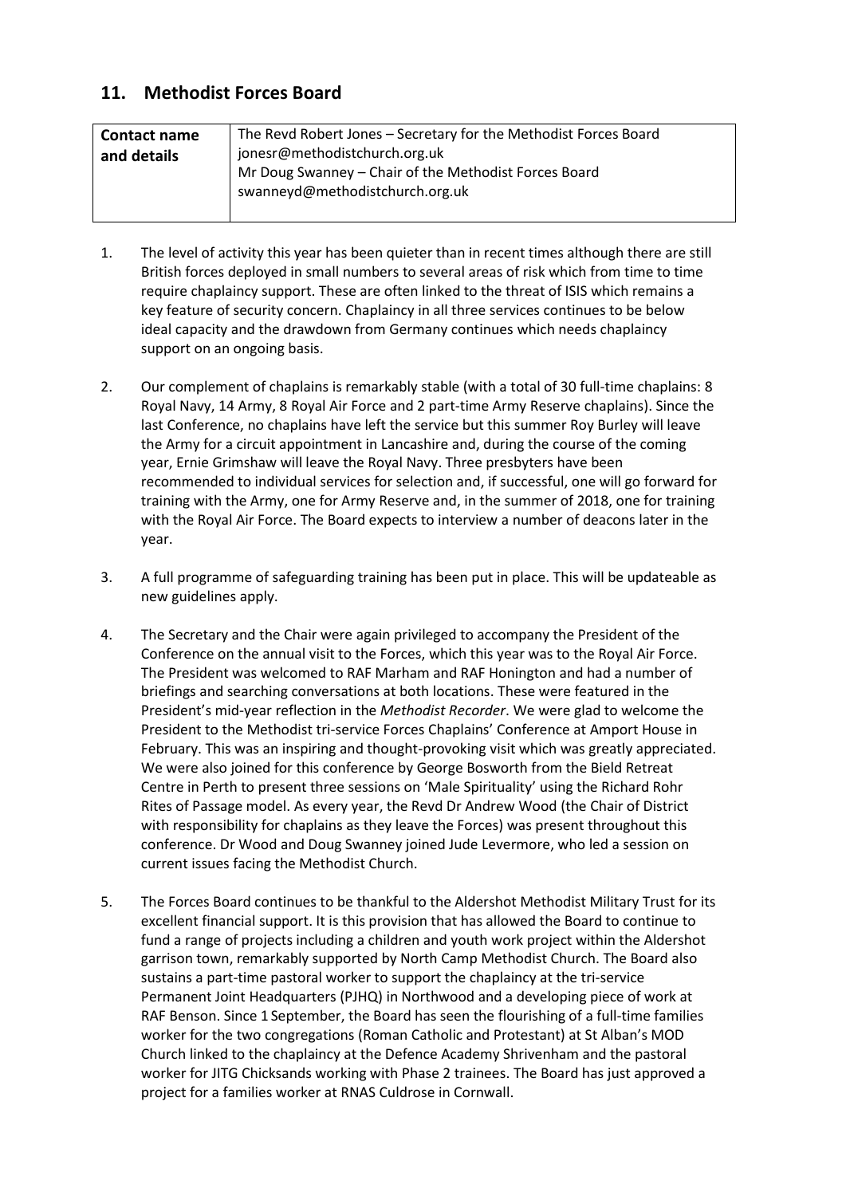## 11. Methodist Forces Board

| Contact name and details | The Revd Robert Jones – Secretary for the Methodist Forces Board<br>jonesr@methodistchurch.org.uk<br>Mr Doug Swanney – Chair of the Methodist Forces Board<br>swanneyd@methodistchurch.org.uk |
|---|---|

1. The level of activity this year has been quieter than in recent times although there are still British forces deployed in small numbers to several areas of risk which from time to time require chaplaincy support. These are often linked to the threat of ISIS which remains a key feature of security concern. Chaplaincy in all three services continues to be below ideal capacity and the drawdown from Germany continues which needs chaplaincy support on an ongoing basis.

2. Our complement of chaplains is remarkably stable (with a total of 30 full-time chaplains: 8 Royal Navy, 14 Army, 8 Royal Air Force and 2 part-time Army Reserve chaplains). Since the last Conference, no chaplains have left the service but this summer Roy Burley will leave the Army for a circuit appointment in Lancashire and, during the course of the coming year, Ernie Grimshaw will leave the Royal Navy. Three presbyters have been recommended to individual services for selection and, if successful, one will go forward for training with the Army, one for Army Reserve and, in the summer of 2018, one for training with the Royal Air Force. The Board expects to interview a number of deacons later in the year.

3. A full programme of safeguarding training has been put in place. This will be updateable as new guidelines apply.

4. The Secretary and the Chair were again privileged to accompany the President of the Conference on the annual visit to the Forces, which this year was to the Royal Air Force. The President was welcomed to RAF Marham and RAF Honington and had a number of briefings and searching conversations at both locations. These were featured in the President's mid-year reflection in the *Methodist Recorder*. We were glad to welcome the President to the Methodist tri-service Forces Chaplains' Conference at Amport House in February. This was an inspiring and thought-provoking visit which was greatly appreciated. We were also joined for this conference by George Bosworth from the Bield Retreat Centre in Perth to present three sessions on 'Male Spirituality' using the Richard Rohr Rites of Passage model. As every year, the Revd Dr Andrew Wood (the Chair of District with responsibility for chaplains as they leave the Forces) was present throughout this conference. Dr Wood and Doug Swanney joined Jude Levermore, who led a session on current issues facing the Methodist Church.

5. The Forces Board continues to be thankful to the Aldershot Methodist Military Trust for its excellent financial support. It is this provision that has allowed the Board to continue to fund a range of projects including a children and youth work project within the Aldershot garrison town, remarkably supported by North Camp Methodist Church. The Board also sustains a part-time pastoral worker to support the chaplaincy at the tri-service Permanent Joint Headquarters (PJHQ) in Northwood and a developing piece of work at RAF Benson. Since 1 September, the Board has seen the flourishing of a full-time families worker for the two congregations (Roman Catholic and Protestant) at St Alban's MOD Church linked to the chaplaincy at the Defence Academy Shrivenham and the pastoral worker for JITG Chicksands working with Phase 2 trainees. The Board has just approved a project for a families worker at RNAS Culdrose in Cornwall.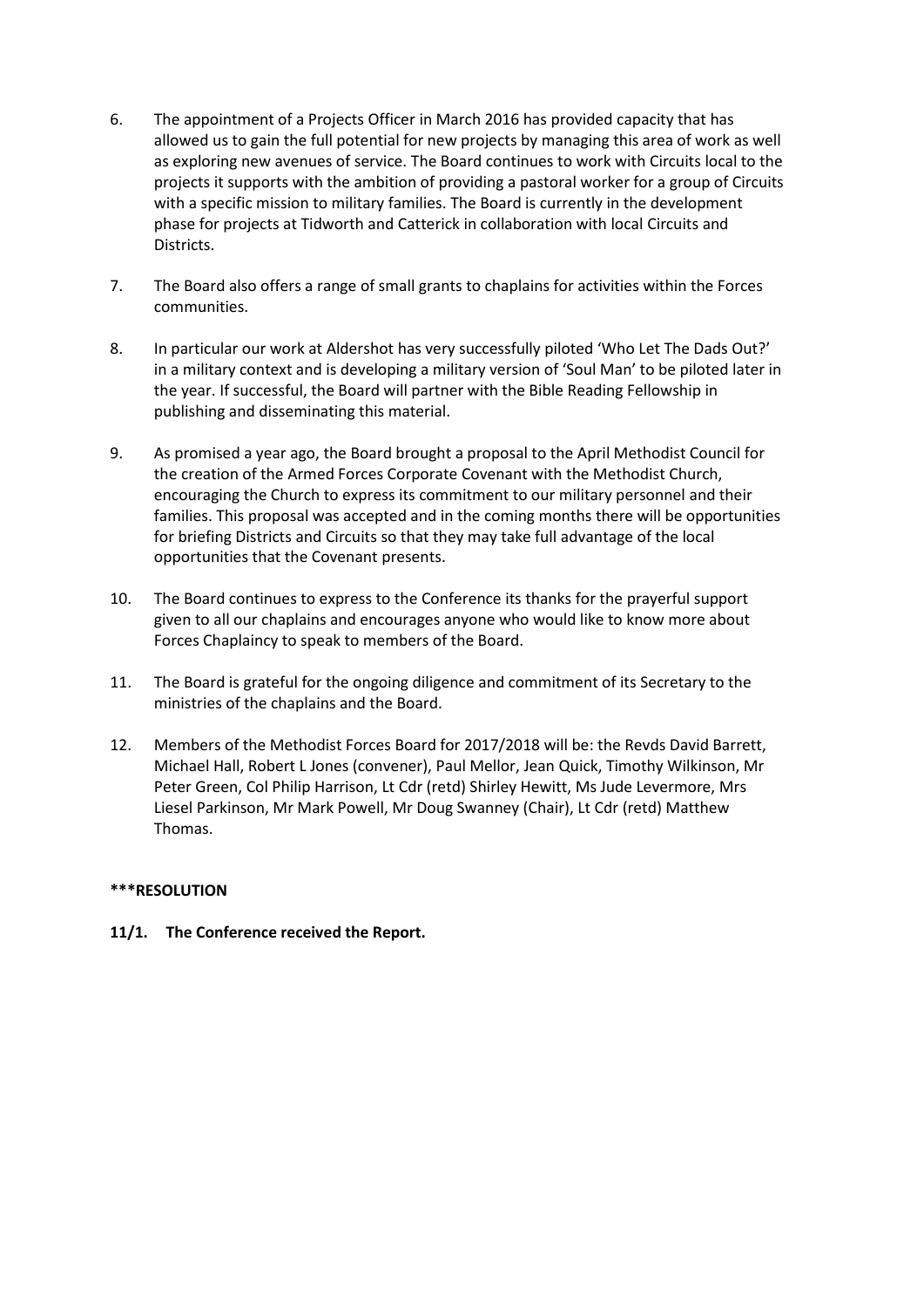6. The appointment of a Projects Officer in March 2016 has provided capacity that has allowed us to gain the full potential for new projects by managing this area of work as well as exploring new avenues of service. The Board continues to work with Circuits local to the projects it supports with the ambition of providing a pastoral worker for a group of Circuits with a specific mission to military families. The Board is currently in the development phase for projects at Tidworth and Catterick in collaboration with local Circuits and Districts.

7. The Board also offers a range of small grants to chaplains for activities within the Forces communities.

8. In particular our work at Aldershot has very successfully piloted 'Who Let The Dads Out?' in a military context and is developing a military version of 'Soul Man' to be piloted later in the year. If successful, the Board will partner with the Bible Reading Fellowship in publishing and disseminating this material.

9. As promised a year ago, the Board brought a proposal to the April Methodist Council for the creation of the Armed Forces Corporate Covenant with the Methodist Church, encouraging the Church to express its commitment to our military personnel and their families. This proposal was accepted and in the coming months there will be opportunities for briefing Districts and Circuits so that they may take full advantage of the local opportunities that the Covenant presents.

10. The Board continues to express to the Conference its thanks for the prayerful support given to all our chaplains and encourages anyone who would like to know more about Forces Chaplaincy to speak to members of the Board.

11. The Board is grateful for the ongoing diligence and commitment of its Secretary to the ministries of the chaplains and the Board.

12. Members of the Methodist Forces Board for 2017/2018 will be: the Revds David Barrett, Michael Hall, Robert L Jones (convener), Paul Mellor, Jean Quick, Timothy Wilkinson, Mr Peter Green, Col Philip Harrison, Lt Cdr (retd) Shirley Hewitt, Ms Jude Levermore, Mrs Liesel Parkinson, Mr Mark Powell, Mr Doug Swanney (Chair), Lt Cdr (retd) Matthew Thomas.

**\*\*\*RESOLUTION**

**11/1. The Conference received the Report.**